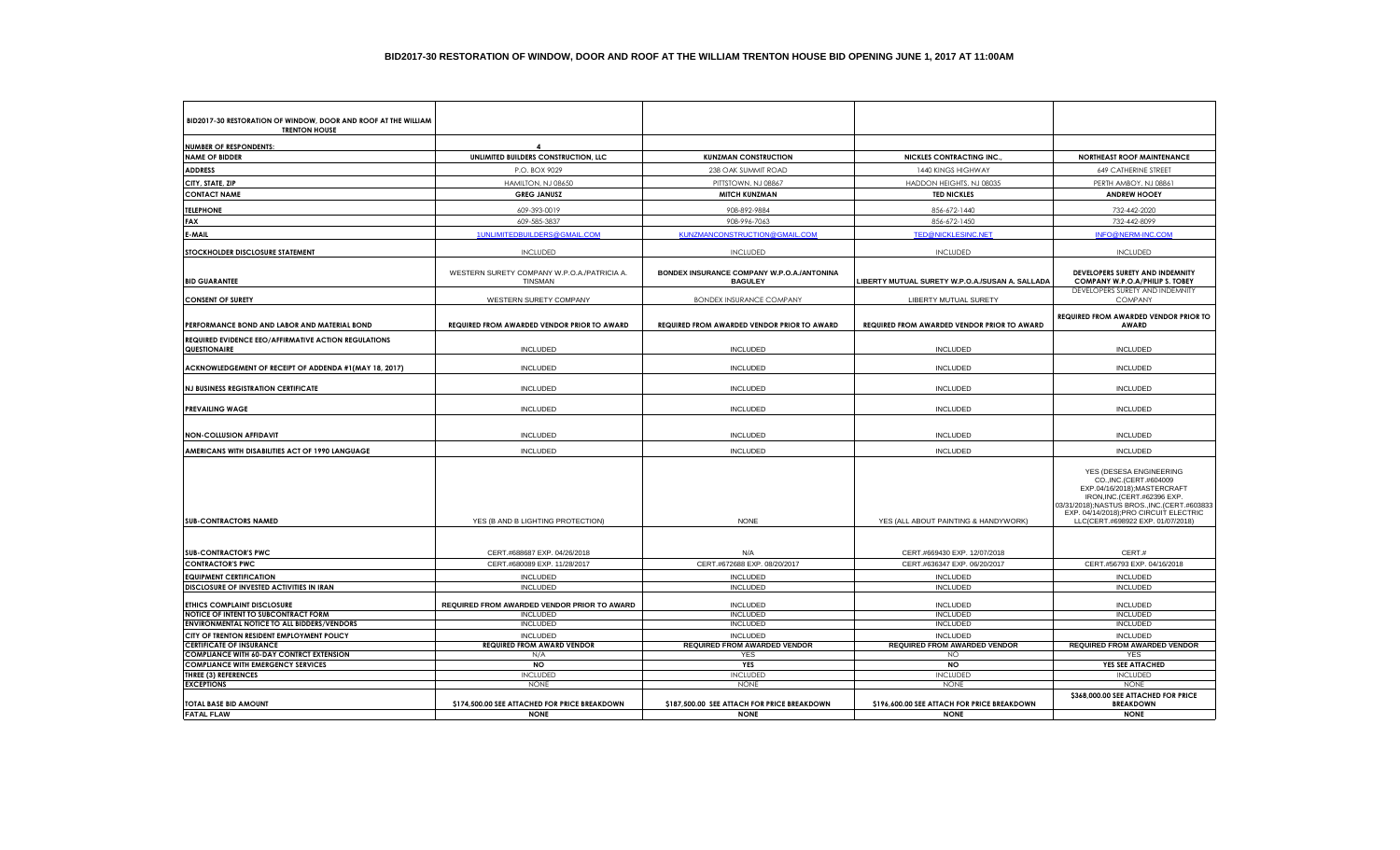# BID2017-30 RESTORATION OF WINDOW, DOOR AND ROOF AT THE WILLIAM TRENTON HOUSE BID OPENING JUNE 1, 2017 AT 11:00AM

| BID2017-30 RESTORATION OF WINDOW, DOOR AND ROOF AT THE WILLIAM TRENTON HOUSE | | | | |
|---|---|---|---|---|
| NUMBER OF RESPONDENTS: | 4 | | | |
| NAME OF BIDDER | UNLIMITED BUILDERS CONSTRUCTION, LLC | KUNZMAN CONSTRUCTION | NICKLES CONTRACTING INC., | NORTHEAST ROOF MAINTENANCE |
| ADDRESS | P.O. BOX 9029 | 238 OAK SUMMIT ROAD | 1440 KINGS HIGHWAY | 649 CATHERINE STREET |
| CITY, STATE, ZIP | HAMILTON, NJ 08650 | PITTSTOWN, NJ 08867 | HADDON HEIGHTS, NJ 08035 | PERTH AMBOY, NJ 08861 |
| CONTACT NAME | GREG JANUSZ | MITCH KUNZMAN | TED NICKLES | ANDREW HOOEY |
| TELEPHONE | 609-393-0019 | 908-892-9884 | 856-672-1440 | 732-442-2020 |
| FAX | 609-585-3837 | 908-996-7063 | 856-672-1450 | 732-442-8099 |
| E-MAIL | 1UNLIMITEDBUILDERS@GMAIL.COM | KUNZMANCONSTRUCTION@GMAIL.COM | TED@NICKLESINC.NET | INFO@NERM-INC.COM |
| STOCKHOLDER DISCLOSURE STATEMENT | INCLUDED | INCLUDED | INCLUDED | INCLUDED |
| BID GUARANTEE | WESTERN SURETY COMPANY W.P.O.A./PATRICIA A. TINSMAN | BONDEX INSURANCE COMPANY W.P.O.A./ANTONINA BAGULEY | LIBERTY MUTUAL SURETY W.P.O.A./SUSAN A. SALLADA | DEVELOPERS SURETY AND INDEMNITY COMPANY W.P.O.A./PHILIP S. TOBEY |
| CONSENT OF SURETY | WESTERN SURETY COMPANY | BONDEX INSURANCE COMPANY | LIBERTY MUTUAL SURETY | DEVELOPERS SURETY AND INDEMNITY COMPANY |
| PERFORMANCE BOND AND LABOR AND MATERIAL BOND | REQUIRED FROM AWARDED VENDOR PRIOR TO AWARD | REQUIRED FROM AWARDED VENDOR PRIOR TO AWARD | REQUIRED FROM AWARDED VENDOR PRIOR TO AWARD | REQUIRED FROM AWARDED VENDOR PRIOR TO AWARD |
| REQUIRED EVIDENCE EEO/AFFIRMATIVE ACTION REGULATIONS QUESTIONAIRE | INCLUDED | INCLUDED | INCLUDED | INCLUDED |
| ACKNOWLEDGEMENT OF RECEIPT OF ADDENDA #1(MAY 18, 2017) | INCLUDED | INCLUDED | INCLUDED | INCLUDED |
| NJ BUSINESS REGISTRATION CERTIFICATE | INCLUDED | INCLUDED | INCLUDED | INCLUDED |
| PREVAILING WAGE | INCLUDED | INCLUDED | INCLUDED | INCLUDED |
| NON-COLLUSION AFFIDAVIT | INCLUDED | INCLUDED | INCLUDED | INCLUDED |
| AMERICANS WITH DISABILITIES ACT OF 1990 LANGUAGE | INCLUDED | INCLUDED | INCLUDED | INCLUDED |
| SUB-CONTRACTORS NAMED | YES (B AND B LIGHTING PROTECTION) | NONE | YES (ALL ABOUT PAINTING & HANDYWORK) | YES (DESESA ENGINEERING CO.,INC.(CERT.#604009 EXP.04/16/2018);MASTERCRAFT IRON,INC.(CERT.#62396 EXP. 03/31/2018);NASTUS BROS.,INC.(CERT.#603833 EXP. 04/14/2018);PRO CIRCUIT ELECTRIC LLC(CERT.#698922 EXP. 01/07/2018) |
| SUB-CONTRACTOR'S PWC | CERT.#688687 EXP. 04/26/2018 | N/A | CERT.#669430 EXP. 12/07/2018 | CERT.# |
| CONTRACTOR'S PWC | CERT.#680089 EXP. 11/28/2017 | CERT.#672688 EXP. 08/20/2017 | CERT.#636347 EXP. 06/20/2017 | CERT.#56793 EXP. 04/16/2018 |
| EQUIPMENT CERTIFICATION | INCLUDED | INCLUDED | INCLUDED | INCLUDED |
| DISCLOSURE OF INVESTED ACTIVITIES IN IRAN | INCLUDED | INCLUDED | INCLUDED | INCLUDED |
| ETHICS COMPLAINT DISCLOSURE | REQUIRED FROM AWARDED VENDOR PRIOR TO AWARD | INCLUDED | INCLUDED | INCLUDED |
| NOTICE OF INTENT TO SUBCONTRACT FORM | INCLUDED | INCLUDED | INCLUDED | INCLUDED |
| ENVIRONMENTAL NOTICE TO ALL BIDDERS/VENDORS | INCLUDED | INCLUDED | INCLUDED | INCLUDED |
| CITY OF TRENTON RESIDENT EMPLOYMENT POLICY | INCLUDED | INCLUDED | INCLUDED | INCLUDED |
| CERTIFICATE OF INSURANCE | REQUIRED FROM AWARD VENDOR | REQUIRED FROM AWARDED VENDOR | REQUIRED FROM AWARDED VENDOR | REQUIRED FROM AWARDED VENDOR |
| COMPLIANCE WITH 60-DAY CONTRCT EXTENSION | N/A | YES | NO | YES |
| COMPLIANCE WITH EMERGENCY SERVICES | NO | YES | NO | YES SEE ATTACHED |
| THREE (3) REFERENCES | INCLUDED | INCLUDED | INCLUDED | INCLUDED |
| EXCEPTIONS | NONE | NONE | NONE | NONE |
| TOTAL BASE BID AMOUNT | $174,500.00 SEE ATTACHED FOR PRICE BREAKDOWN | $187,500.00 SEE ATTACH FOR PRICE BREAKDOWN | $196,600.00 SEE ATTACH FOR PRICE BREAKDOWN | $368,000.00 SEE ATTACHED FOR PRICE BREAKDOWN |
| FATAL FLAW | NONE | NONE | NONE | NONE |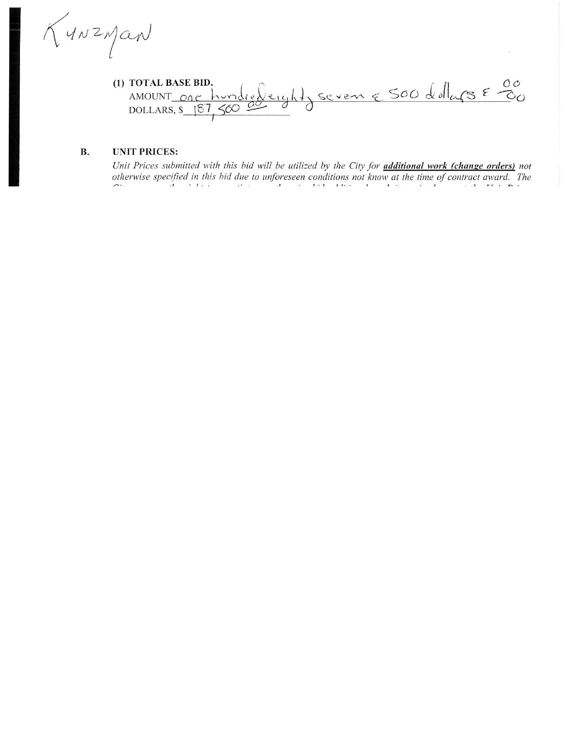Kunzman

(1) **TOTAL BASE BID.**
AMOUNT one hundred eighty seven & 500 dollars & 00/00
DOLLARS, $ 187,500.00

**B. UNIT PRICES:**

*Unit Prices submitted with this bid will be utilized by the City for **additional work (change orders)** not otherwise specified in this bid due to unforeseen conditions not know at the time of contract award. The*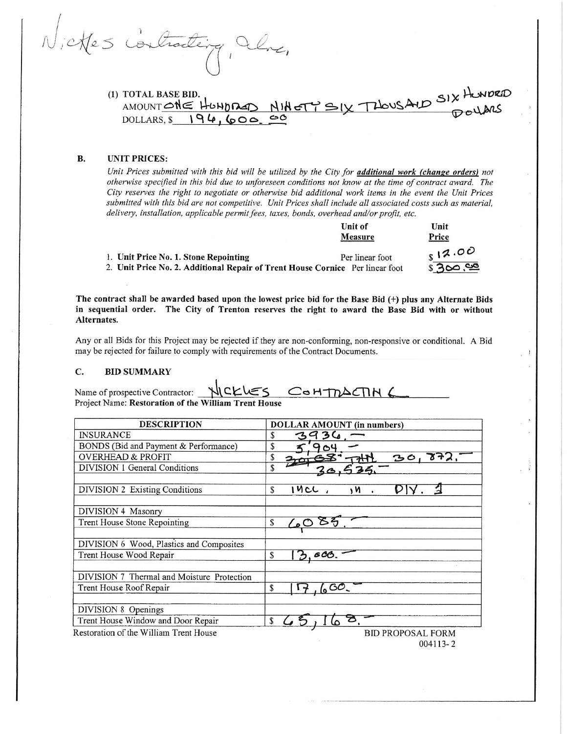Nickles Contracting, Inc.

(1) TOTAL BASE BID.
AMOUNT ONE HUNDRED NINETY SIX THOUSAND SIX HUNDRED DOLLARS
DOLLARS, $ 194,600.00

**B. UNIT PRICES:**

*Unit Prices submitted with this bid will be utilized by the City for* ***additional work (change orders)*** *not otherwise specified in this bid due to unforeseen conditions not know at the time of contract award. The City reserves the right to negotiate or otherwise bid additional work items in the event the Unit Prices submitted with this bid are not competitive. Unit Prices shall include all associated costs such as material, delivery, installation, applicable permit fees, taxes, bonds, overhead and/or profit, etc.*

| | Unit of Measure | Unit Price |
|---|---|---|
| 1. **Unit Price No. 1. Stone Repointing** | Per linear foot | $ 12.00 |
| 2. **Unit Price No. 2. Additional Repair of Trent House Cornice** | Per linear foot | $ 300.00 |

**The contract shall be awarded based upon the lowest price bid for the Base Bid (+) plus any Alternate Bids in sequential order. The City of Trenton reserves the right to award the Base Bid with or without Alternates.**

Any or all Bids for this Project may be rejected if they are non-conforming, non-responsive or conditional. A Bid may be rejected for failure to comply with requirements of the Contract Documents.

**C. BID SUMMARY**

Name of prospective Contractor: NICKLES CONTRACTING
Project Name: **Restoration of the William Trent House**

| DESCRIPTION | DOLLAR AMOUNT (in numbers) |
|---|---|
| INSURANCE | $ 3936.— |
| BONDS (Bid and Payment & Performance) | $ 5,904.— |
| OVERHEAD & PROFIT | $ ~~30,658~~ 30,872.— |
| DIVISION 1 General Conditions | $ 30,535.— |
| DIVISION 2 Existing Conditions | $ INCL. IN. DIV. 1 |
| DIVISION 4 Masonry | |
| Trent House Stone Repointing | $ 6085.— |
| DIVISION 6 Wood, Plastics and Composites | |
| Trent House Wood Repair | $ 13,600.— |
| DIVISION 7 Thermal and Moisture Protection | |
| Trent House Roof Repair | $ 17,600.— |
| DIVISION 8 Openings | |
| Trent House Window and Door Repair | $ 65,168.— |

Restoration of the William Trent House — BID PROPOSAL FORM 004113-2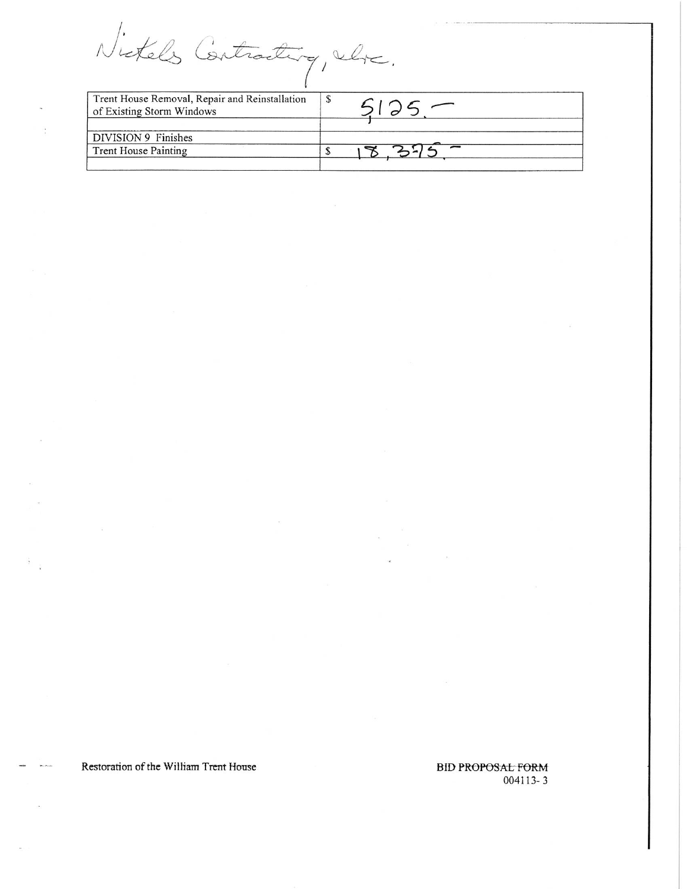Nickels Contracting, Inc.

| Trent House Removal, Repair and Reinstallation of Existing Storm Windows | $ 5125.– |
| --- | --- |
| | |
| DIVISION 9 Finishes | |
| Trent House Painting | $ 18,375.– |
| | |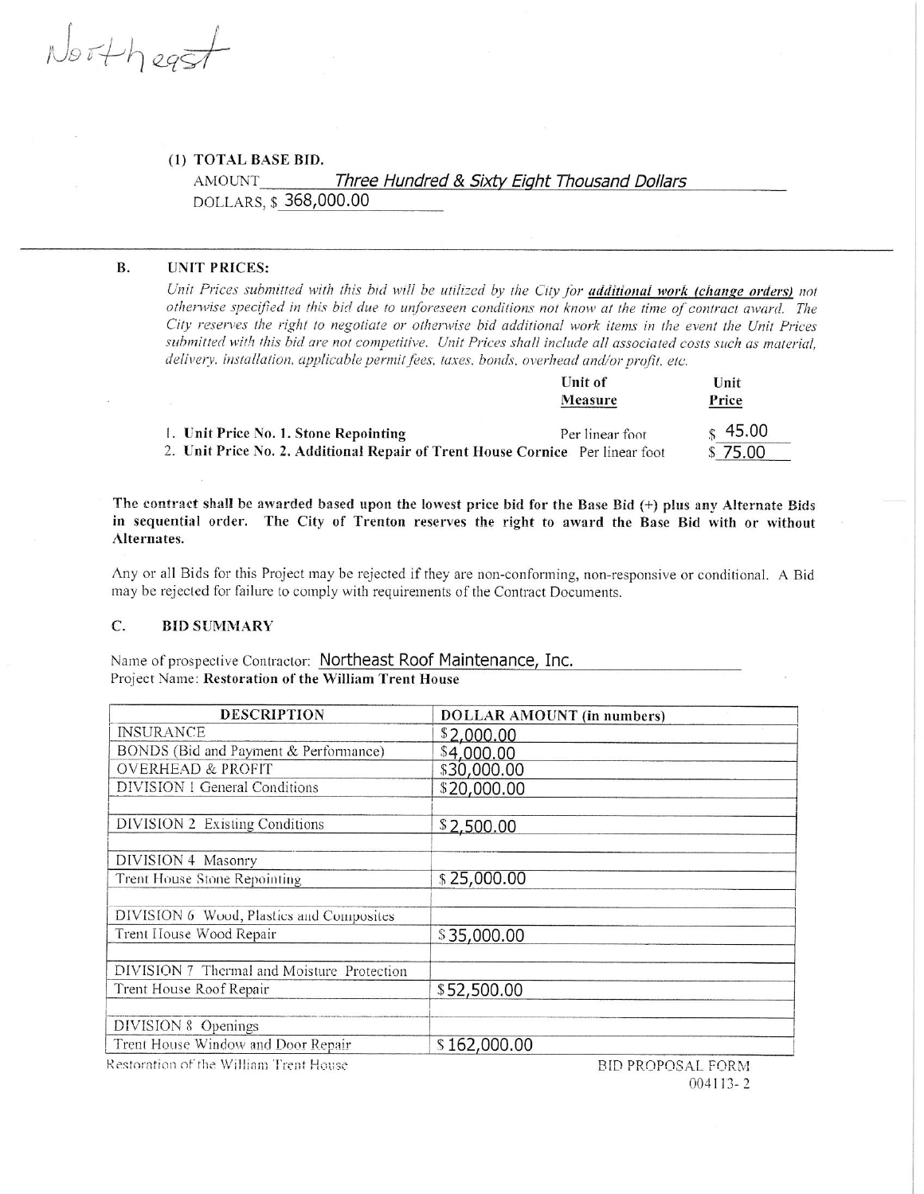Northeast

(1) **TOTAL BASE BID.**

AMOUNT Three Hundred & Sixty Eight Thousand Dollars

DOLLARS, $ 368,000.00

---

**B. UNIT PRICES:**

*Unit Prices submitted with this bid will be utilized by the City for* ***additional work (change orders)*** *not otherwise specified in this bid due to unforeseen conditions not know at the time of contract award. The City reserves the right to negotiate or otherwise bid additional work items in the event the Unit Prices submitted with this bid are not competitive. Unit Prices shall include all associated costs such as material, delivery, installation, applicable permit fees, taxes, bonds, overhead and/or profit, etc.*

| | Unit of Measure | Unit Price |
|---|---|---|
| 1. **Unit Price No. 1. Stone Repointing** | Per linear foot | $ 45.00 |
| 2. **Unit Price No. 2. Additional Repair of Trent House Cornice** | Per linear foot | $ 75.00 |

**The contract shall be awarded based upon the lowest price bid for the Base Bid (+) plus any Alternate Bids in sequential order. The City of Trenton reserves the right to award the Base Bid with or without Alternates.**

Any or all Bids for this Project may be rejected if they are non-conforming, non-responsive or conditional. A Bid may be rejected for failure to comply with requirements of the Contract Documents.

**C. BID SUMMARY**

Name of prospective Contractor: Northeast Roof Maintenance, Inc.

Project Name: **Restoration of the William Trent House**

| DESCRIPTION | DOLLAR AMOUNT (in numbers) |
|---|---|
| INSURANCE | $2,000.00 |
| BONDS (Bid and Payment & Performance) | $4,000.00 |
| OVERHEAD & PROFIT | $30,000.00 |
| DIVISION 1 General Conditions | $20,000.00 |
| | |
| DIVISION 2 Existing Conditions | $2,500.00 |
| | |
| DIVISION 4 Masonry | |
| Trent House Stone Repointing | $25,000.00 |
| | |
| DIVISION 6 Wood, Plastics and Composites | |
| Trent House Wood Repair | $35,000.00 |
| | |
| DIVISION 7 Thermal and Moisture Protection | |
| Trent House Roof Repair | $52,500.00 |
| | |
| DIVISION 8 Openings | |
| Trent House Window and Door Repair | $162,000.00 |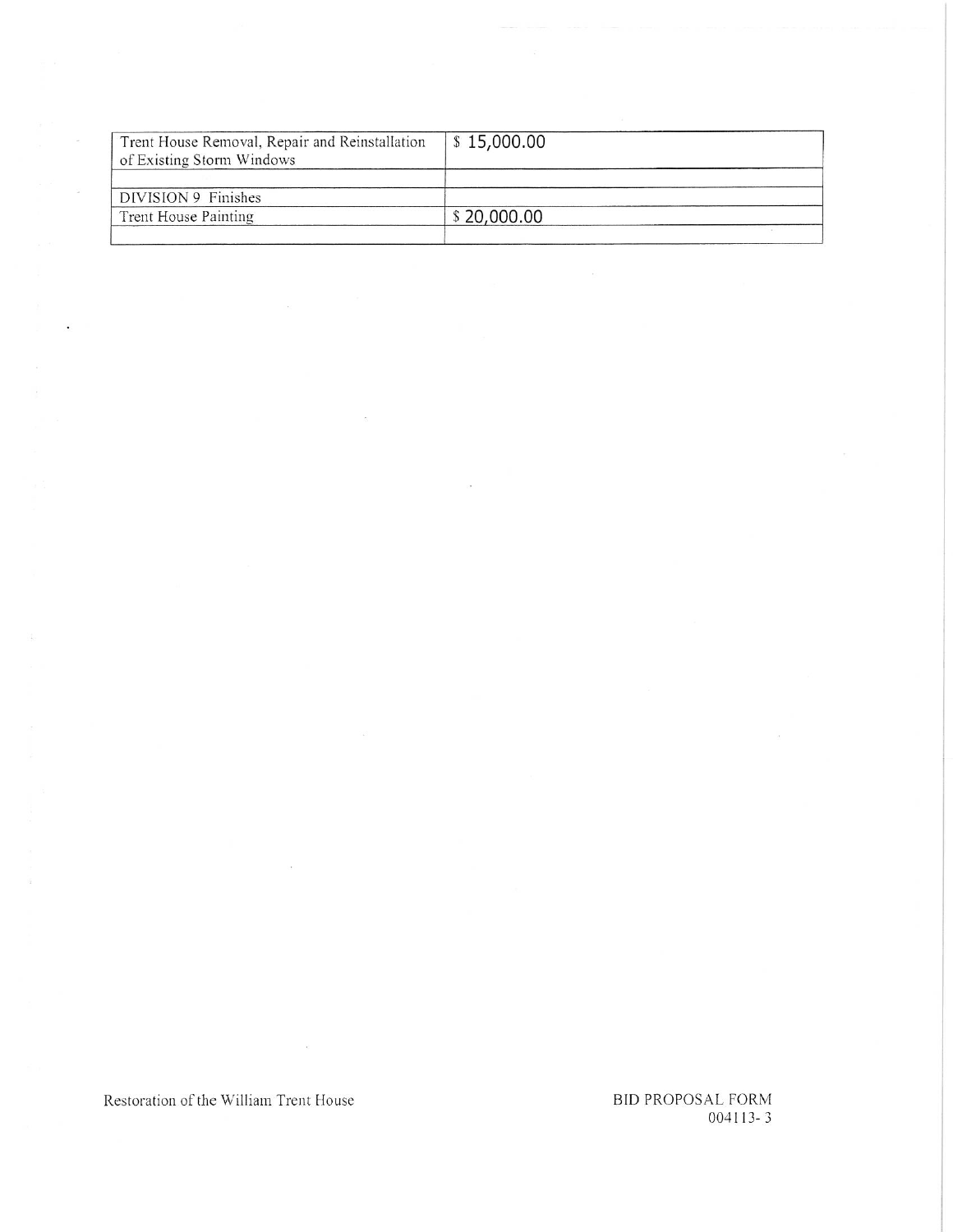| | |
|---|---|
| Trent House Removal, Repair and Reinstallation of Existing Storm Windows | $ 15,000.00 |
| | |
| DIVISION 9 Finishes | |
| Trent House Painting | $ 20,000.00 |
| | |